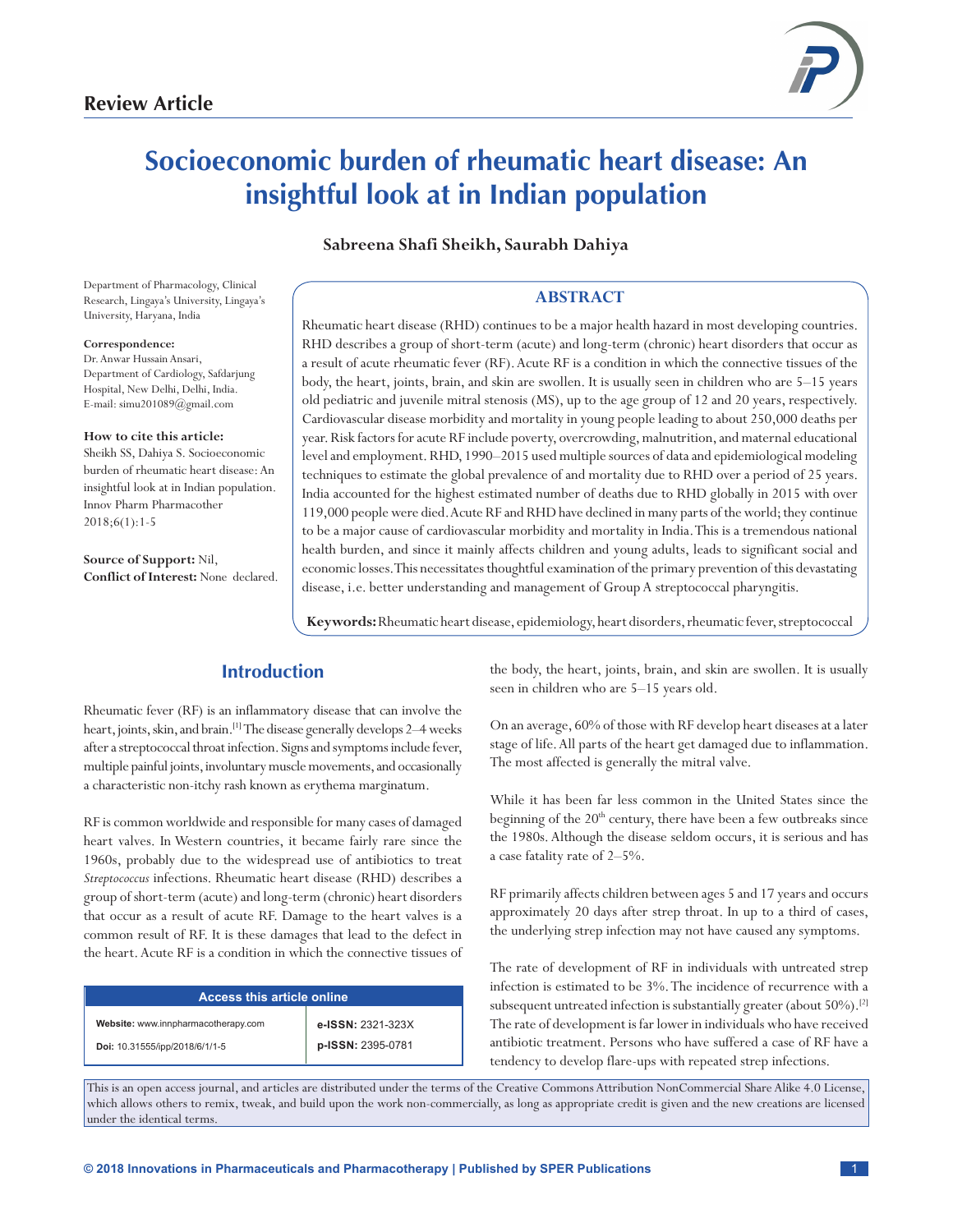Review Article

# Socioeconomic burden of rheumatic heart disease: An insightful look at in Indian population

**Sabreena Shafi Sheikh, Saurabh Dahiya**

Department of Pharmacology, Clinical Research, Lingaya's University, Lingaya's University, Haryana, India

**Correspondence:**
Dr. Anwar Hussain Ansari, Department of Cardiology, Safdarjung Hospital, New Delhi, Delhi, India. E-mail: simu201089@gmail.com

**How to cite this article:**
Sheikh SS, Dahiya S. Socioeconomic burden of rheumatic heart disease: An insightful look at in Indian population. Innov Pharm Pharmacother 2018;6(1):1-5

**Source of Support:** Nil,
**Conflict of Interest:** None declared.

## ABSTRACT

Rheumatic heart disease (RHD) continues to be a major health hazard in most developing countries. RHD describes a group of short-term (acute) and long-term (chronic) heart disorders that occur as a result of acute rheumatic fever (RF). Acute RF is a condition in which the connective tissues of the body, the heart, joints, brain, and skin are swollen. It is usually seen in children who are 5–15 years old pediatric and juvenile mitral stenosis (MS), up to the age group of 12 and 20 years, respectively. Cardiovascular disease morbidity and mortality in young people leading to about 250,000 deaths per year. Risk factors for acute RF include poverty, overcrowding, malnutrition, and maternal educational level and employment. RHD, 1990–2015 used multiple sources of data and epidemiological modeling techniques to estimate the global prevalence of and mortality due to RHD over a period of 25 years. India accounted for the highest estimated number of deaths due to RHD globally in 2015 with over 119,000 people were died. Acute RF and RHD have declined in many parts of the world; they continue to be a major cause of cardiovascular morbidity and mortality in India. This is a tremendous national health burden, and since it mainly affects children and young adults, leads to significant social and economic losses. This necessitates thoughtful examination of the primary prevention of this devastating disease, i.e. better understanding and management of Group A streptococcal pharyngitis.

**Keywords:** Rheumatic heart disease, epidemiology, heart disorders, rheumatic fever, streptococcal

## Introduction

Rheumatic fever (RF) is an inflammatory disease that can involve the heart, joints, skin, and brain.[1] The disease generally develops 2–4 weeks after a streptococcal throat infection. Signs and symptoms include fever, multiple painful joints, involuntary muscle movements, and occasionally a characteristic non-itchy rash known as erythema marginatum.

RF is common worldwide and responsible for many cases of damaged heart valves. In Western countries, it became fairly rare since the 1960s, probably due to the widespread use of antibiotics to treat *Streptococcus* infections. Rheumatic heart disease (RHD) describes a group of short-term (acute) and long-term (chronic) heart disorders that occur as a result of acute RF. Damage to the heart valves is a common result of RF. It is these damages that lead to the defect in the heart. Acute RF is a condition in which the connective tissues of the body, the heart, joints, brain, and skin are swollen. It is usually seen in children who are 5–15 years old.

On an average, 60% of those with RF develop heart diseases at a later stage of life. All parts of the heart get damaged due to inflammation. The most affected is generally the mitral valve.

While it has been far less common in the United States since the beginning of the 20th century, there have been a few outbreaks since the 1980s. Although the disease seldom occurs, it is serious and has a case fatality rate of 2–5%.

RF primarily affects children between ages 5 and 17 years and occurs approximately 20 days after strep throat. In up to a third of cases, the underlying strep infection may not have caused any symptoms.

The rate of development of RF in individuals with untreated strep infection is estimated to be 3%. The incidence of recurrence with a subsequent untreated infection is substantially greater (about 50%).[2] The rate of development is far lower in individuals who have received antibiotic treatment. Persons who have suffered a case of RF have a tendency to develop flare-ups with repeated strep infections.

| Access this article online | |
|---|---|
| Website: www.innpharmacotherapy.com | e-ISSN: 2321-323X |
| Doi: 10.31555/ipp/2018/6/1/1-5 | p-ISSN: 2395-0781 |

This is an open access journal, and articles are distributed under the terms of the Creative Commons Attribution NonCommercial Share Alike 4.0 License, which allows others to remix, tweak, and build upon the work non-commercially, as long as appropriate credit is given and the new creations are licensed under the identical terms.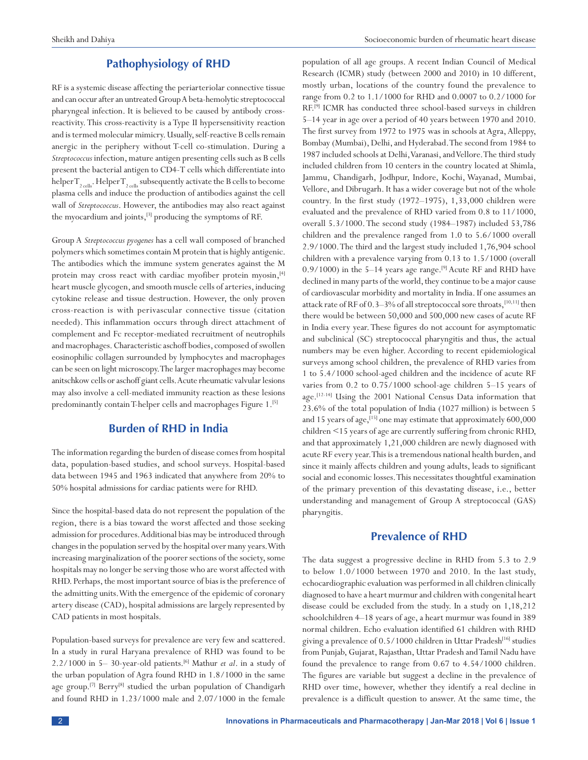## Pathophysiology of RHD

RF is a systemic disease affecting the periarteriolar connective tissue and can occur after an untreated Group A beta-hemolytic streptococcal pharyngeal infection. It is believed to be caused by antibody cross-reactivity. This cross-reactivity is a Type II hypersensitivity reaction and is termed molecular mimicry. Usually, self-reactive B cells remain anergic in the periphery without T-cell co-stimulation. During a *Streptococcus* infection, mature antigen presenting cells such as B cells present the bacterial antigen to CD4-T cells which differentiate into helper $T_{2\ cells}$. Helper $T_{2\ cells}$ subsequently activate the B cells to become plasma cells and induce the production of antibodies against the cell wall of *Streptococcus*. However, the antibodies may also react against the myocardium and joints,[3] producing the symptoms of RF.

Group A *Streptococcus pyogenes* has a cell wall composed of branched polymers which sometimes contain M protein that is highly antigenic. The antibodies which the immune system generates against the M protein may cross react with cardiac myofiber protein myosin,[4] heart muscle glycogen, and smooth muscle cells of arteries, inducing cytokine release and tissue destruction. However, the only proven cross-reaction is with perivascular connective tissue (citation needed). This inflammation occurs through direct attachment of complement and Fc receptor-mediated recruitment of neutrophils and macrophages. Characteristic aschoff bodies, composed of swollen eosinophilic collagen surrounded by lymphocytes and macrophages can be seen on light microscopy. The larger macrophages may become anitschkow cells or aschoff giant cells. Acute rheumatic valvular lesions may also involve a cell-mediated immunity reaction as these lesions predominantly contain T-helper cells and macrophages Figure 1.[5]

## Burden of RHD in India

The information regarding the burden of disease comes from hospital data, population-based studies, and school surveys. Hospital-based data between 1945 and 1963 indicated that anywhere from 20% to 50% hospital admissions for cardiac patients were for RHD.

Since the hospital-based data do not represent the population of the region, there is a bias toward the worst affected and those seeking admission for procedures. Additional bias may be introduced through changes in the population served by the hospital over many years. With increasing marginalization of the poorer sections of the society, some hospitals may no longer be serving those who are worst affected with RHD. Perhaps, the most important source of bias is the preference of the admitting units. With the emergence of the epidemic of coronary artery disease (CAD), hospital admissions are largely represented by CAD patients in most hospitals.

Population-based surveys for prevalence are very few and scattered. In a study in rural Haryana prevalence of RHD was found to be 2.2/1000 in 5– 30-year-old patients.[6] Mathur *et al*. in a study of the urban population of Agra found RHD in 1.8/1000 in the same age group.[7] Berry[8] studied the urban population of Chandigarh and found RHD in 1.23/1000 male and 2.07/1000 in the female population of all age groups. A recent Indian Council of Medical Research (ICMR) study (between 2000 and 2010) in 10 different, mostly urban, locations of the country found the prevalence to range from 0.2 to 1.1/1000 for RHD and 0.0007 to 0.2/1000 for RF.[9] ICMR has conducted three school-based surveys in children 5–14 year in age over a period of 40 years between 1970 and 2010. The first survey from 1972 to 1975 was in schools at Agra, Alleppy, Bombay (Mumbai), Delhi, and Hyderabad. The second from 1984 to 1987 included schools at Delhi, Varanasi, and Vellore. The third study included children from 10 centers in the country located at Shimla, Jammu, Chandigarh, Jodhpur, Indore, Kochi, Wayanad, Mumbai, Vellore, and Dibrugarh. It has a wider coverage but not of the whole country. In the first study (1972–1975), 1,33,000 children were evaluated and the prevalence of RHD varied from 0.8 to 11/1000, overall 5.3/1000. The second study (1984–1987) included 53,786 children and the prevalence ranged from 1.0 to 5.6/1000 overall 2.9/1000. The third and the largest study included 1,76,904 school children with a prevalence varying from 0.13 to 1.5/1000 (overall 0.9/1000) in the 5–14 years age range.[9] Acute RF and RHD have declined in many parts of the world, they continue to be a major cause of cardiovascular morbidity and mortality in India. If one assumes an attack rate of RF of 0.3–3% of all streptococcal sore throats,[10,11] then there would be between 50,000 and 500,000 new cases of acute RF in India every year. These figures do not account for asymptomatic and subclinical (SC) streptococcal pharyngitis and thus, the actual numbers may be even higher. According to recent epidemiological surveys among school children, the prevalence of RHD varies from 1 to 5.4/1000 school-aged children and the incidence of acute RF varies from 0.2 to 0.75/1000 school-age children 5–15 years of age.[12-14] Using the 2001 National Census Data information that 23.6% of the total population of India (1027 million) is between 5 and 15 years of age,[15] one may estimate that approximately 600,000 children <15 years of age are currently suffering from chronic RHD, and that approximately 1,21,000 children are newly diagnosed with acute RF every year. This is a tremendous national health burden, and since it mainly affects children and young adults, leads to significant social and economic losses. This necessitates thoughtful examination of the primary prevention of this devastating disease, i.e., better understanding and management of Group A streptococcal (GAS) pharyngitis.

## Prevalence of RHD

The data suggest a progressive decline in RHD from 5.3 to 2.9 to below 1.0/1000 between 1970 and 2010. In the last study, echocardiographic evaluation was performed in all children clinically diagnosed to have a heart murmur and children with congenital heart disease could be excluded from the study. In a study on 1,18,212 schoolchildren 4–18 years of age, a heart murmur was found in 389 normal children. Echo evaluation identified 61 children with RHD giving a prevalence of 0.5/1000 children in Uttar Pradesh[16] studies from Punjab, Gujarat, Rajasthan, Uttar Pradesh and Tamil Nadu have found the prevalence to range from 0.67 to 4.54/1000 children. The figures are variable but suggest a decline in the prevalence of RHD over time, however, whether they identify a real decline in prevalence is a difficult question to answer. At the same time, the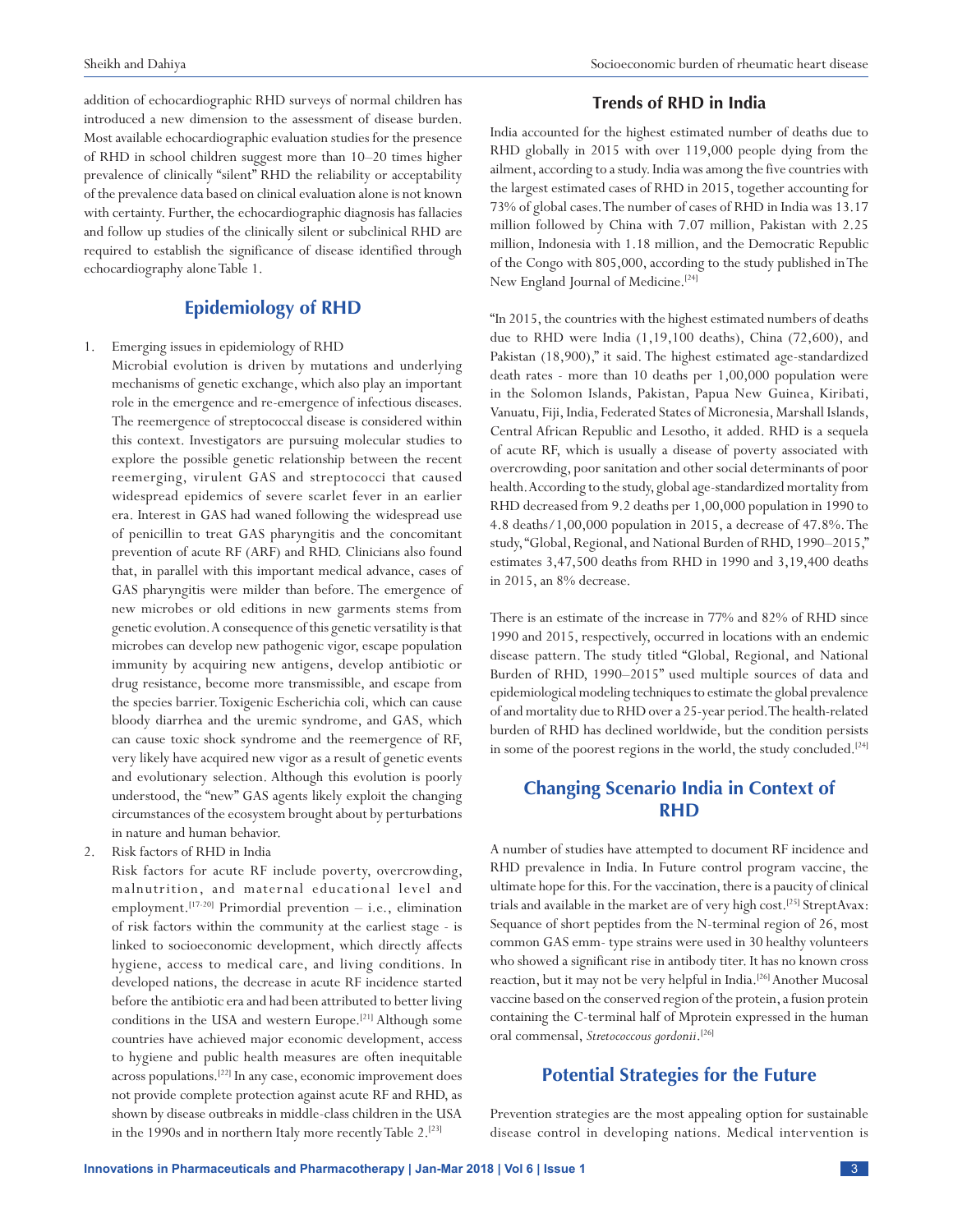addition of echocardiographic RHD surveys of normal children has introduced a new dimension to the assessment of disease burden. Most available echocardiographic evaluation studies for the presence of RHD in school children suggest more than 10–20 times higher prevalence of clinically "silent" RHD the reliability or acceptability of the prevalence data based on clinical evaluation alone is not known with certainty. Further, the echocardiographic diagnosis has fallacies and follow up studies of the clinically silent or subclinical RHD are required to establish the significance of disease identified through echocardiography alone Table 1.

## Epidemiology of RHD

1. Emerging issues in epidemiology of RHD

   Microbial evolution is driven by mutations and underlying mechanisms of genetic exchange, which also play an important role in the emergence and re-emergence of infectious diseases. The reemergence of streptococcal disease is considered within this context. Investigators are pursuing molecular studies to explore the possible genetic relationship between the recent reemerging, virulent GAS and streptococci that caused widespread epidemics of severe scarlet fever in an earlier era. Interest in GAS had waned following the widespread use of penicillin to treat GAS pharyngitis and the concomitant prevention of acute RF (ARF) and RHD. Clinicians also found that, in parallel with this important medical advance, cases of GAS pharyngitis were milder than before. The emergence of new microbes or old editions in new garments stems from genetic evolution. A consequence of this genetic versatility is that microbes can develop new pathogenic vigor, escape population immunity by acquiring new antigens, develop antibiotic or drug resistance, become more transmissible, and escape from the species barrier. Toxigenic Escherichia coli, which can cause bloody diarrhea and the uremic syndrome, and GAS, which can cause toxic shock syndrome and the reemergence of RF, very likely have acquired new vigor as a result of genetic events and evolutionary selection. Although this evolution is poorly understood, the "new" GAS agents likely exploit the changing circumstances of the ecosystem brought about by perturbations in nature and human behavior.

2. Risk factors of RHD in India

   Risk factors for acute RF include poverty, overcrowding, malnutrition, and maternal educational level and employment.[17-20] Primordial prevention – i.e., elimination of risk factors within the community at the earliest stage - is linked to socioeconomic development, which directly affects hygiene, access to medical care, and living conditions. In developed nations, the decrease in acute RF incidence started before the antibiotic era and had been attributed to better living conditions in the USA and western Europe.[21] Although some countries have achieved major economic development, access to hygiene and public health measures are often inequitable across populations.[22] In any case, economic improvement does not provide complete protection against acute RF and RHD, as shown by disease outbreaks in middle-class children in the USA in the 1990s and in northern Italy more recently Table 2.[23]

## Trends of RHD in India

India accounted for the highest estimated number of deaths due to RHD globally in 2015 with over 119,000 people dying from the ailment, according to a study. India was among the five countries with the largest estimated cases of RHD in 2015, together accounting for 73% of global cases. The number of cases of RHD in India was 13.17 million followed by China with 7.07 million, Pakistan with 2.25 million, Indonesia with 1.18 million, and the Democratic Republic of the Congo with 805,000, according to the study published in The New England Journal of Medicine.[24]

"In 2015, the countries with the highest estimated numbers of deaths due to RHD were India (1,19,100 deaths), China (72,600), and Pakistan (18,900)," it said. The highest estimated age-standardized death rates - more than 10 deaths per 1,00,000 population were in the Solomon Islands, Pakistan, Papua New Guinea, Kiribati, Vanuatu, Fiji, India, Federated States of Micronesia, Marshall Islands, Central African Republic and Lesotho, it added. RHD is a sequela of acute RF, which is usually a disease of poverty associated with overcrowding, poor sanitation and other social determinants of poor health. According to the study, global age-standardized mortality from RHD decreased from 9.2 deaths per 1,00,000 population in 1990 to 4.8 deaths/1,00,000 population in 2015, a decrease of 47.8%. The study, "Global, Regional, and National Burden of RHD, 1990–2015," estimates 3,47,500 deaths from RHD in 1990 and 3,19,400 deaths in 2015, an 8% decrease.

There is an estimate of the increase in 77% and 82% of RHD since 1990 and 2015, respectively, occurred in locations with an endemic disease pattern. The study titled "Global, Regional, and National Burden of RHD, 1990–2015" used multiple sources of data and epidemiological modeling techniques to estimate the global prevalence of and mortality due to RHD over a 25-year period. The health-related burden of RHD has declined worldwide, but the condition persists in some of the poorest regions in the world, the study concluded.[24]

## Changing Scenario India in Context of RHD

A number of studies have attempted to document RF incidence and RHD prevalence in India. In Future control program vaccine, the ultimate hope for this. For the vaccination, there is a paucity of clinical trials and available in the market are of very high cost.[25] StreptAvax: Sequance of short peptides from the N-terminal region of 26, most common GAS emm- type strains were used in 30 healthy volunteers who showed a significant rise in antibody titer. It has no known cross reaction, but it may not be very helpful in India.[26] Another Mucosal vaccine based on the conserved region of the protein, a fusion protein containing the C-terminal half of Mprotein expressed in the human oral commensal, *Stretococcous gordonii*.[26]

## Potential Strategies for the Future

Prevention strategies are the most appealing option for sustainable disease control in developing nations. Medical intervention is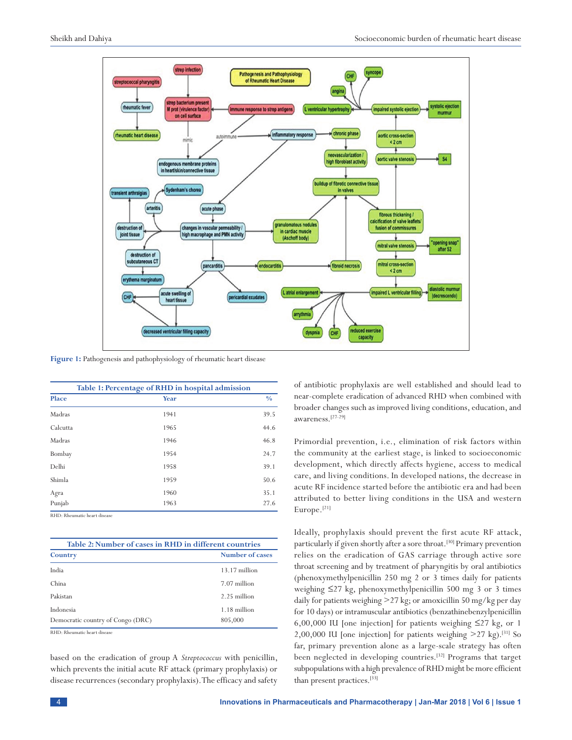Figure 1: Pathogenesis and pathophysiology of rheumatic heart disease

**Table 1: Percentage of RHD in hospital admission**

| Place | Year | % |
|---|---|---|
| Madras | 1941 | 39.5 |
| Calcutta | 1965 | 44.6 |
| Madras | 1946 | 46.8 |
| Bombay | 1954 | 24.7 |
| Delhi | 1958 | 39.1 |
| Shimla | 1959 | 50.6 |
| Agra | 1960 | 35.1 |
| Punjab | 1963 | 27.6 |

RHD: Rheumatic heart disease

**Table 2: Number of cases in RHD in different countries**

| Country | Number of cases |
|---|---|
| India | 13.17 million |
| China | 7.07 million |
| Pakistan | 2.25 million |
| Indonesia | 1.18 million |
| Democratic country of Congo (DRC) | 805,000 |

RHD: Rheumatic heart disease

based on the eradication of group A *Streptococcus* with penicillin, which prevents the initial acute RF attack (primary prophylaxis) or disease recurrences (secondary prophylaxis). The efficacy and safety of antibiotic prophylaxis are well established and should lead to near-complete eradication of advanced RHD when combined with broader changes such as improved living conditions, education, and awareness.[27-29]

Primordial prevention, i.e., elimination of risk factors within the community at the earliest stage, is linked to socioeconomic development, which directly affects hygiene, access to medical care, and living conditions. In developed nations, the decrease in acute RF incidence started before the antibiotic era and had been attributed to better living conditions in the USA and western Europe.[21]

Ideally, prophylaxis should prevent the first acute RF attack, particularly if given shortly after a sore throat.[30] Primary prevention relies on the eradication of GAS carriage through active sore throat screening and by treatment of pharyngitis by oral antibiotics (phenoxymethylpenicillin 250 mg 2 or 3 times daily for patients weighing ≤27 kg, phenoxymethylpenicillin 500 mg 3 or 3 times daily for patients weighing >27 kg; or amoxicillin 50 mg/kg per day for 10 days) or intramuscular antibiotics (benzathinebenzylpenicillin 6,00,000 IU [one injection] for patients weighing ≤27 kg, or 1 2,00,000 IU [one injection] for patients weighing >27 kg).[31] So far, primary prevention alone as a large-scale strategy has often been neglected in developing countries.[32] Programs that target subpopulations with a high prevalence of RHD might be more efficient than present practices.[33]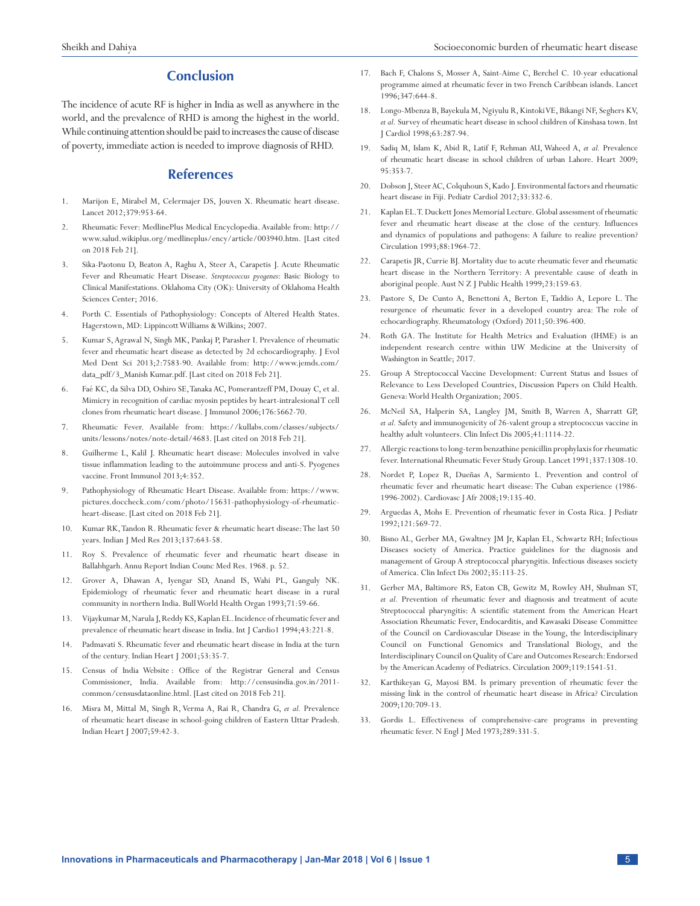## Conclusion

The incidence of acute RF is higher in India as well as anywhere in the world, and the prevalence of RHD is among the highest in the world. While continuing attention should be paid to increases the cause of disease of poverty, immediate action is needed to improve diagnosis of RHD.

## References

1. Marijon E, Mirabel M, Celermajer DS, Jouven X. Rheumatic heart disease. Lancet 2012;379:953-64.
2. Rheumatic Fever: MedlinePlus Medical Encyclopedia. Available from: http://www.salud.wikiplus.org/medlineplus/ency/article/003940.htm. [Last cited on 2018 Feb 21].
3. Sika-Paotonu D, Beaton A, Raghu A, Steer A, Carapetis J. Acute Rheumatic Fever and Rheumatic Heart Disease. *Streptococcus pyogenes*: Basic Biology to Clinical Manifestations. Oklahoma City (OK): University of Oklahoma Health Sciences Center; 2016.
4. Porth C. Essentials of Pathophysiology: Concepts of Altered Health States. Hagerstown, MD: Lippincott Williams & Wilkins; 2007.
5. Kumar S, Agrawal N, Singh MK, Pankaj P, Parasher I. Prevalence of rheumatic fever and rheumatic heart disease as detected by 2d echocardiography. J Evol Med Dent Sci 2013;2:7583-90. Available from: http://www.jemds.com/data_pdf/3_Manish Kumar.pdf. [Last cited on 2018 Feb 21].
6. Faé KC, da Silva DD, Oshiro SE, Tanaka AC, Pomerantzeff PM, Douay C, et al. Mimicry in recognition of cardiac myosin peptides by heart-intralesional T cell clones from rheumatic heart disease. J Immunol 2006;176:5662-70.
7. Rheumatic Fever. Available from: https://kullabs.com/classes/subjects/units/lessons/notes/note-detail/4683. [Last cited on 2018 Feb 21].
8. Guilherme L, Kalil J. Rheumatic heart disease: Molecules involved in valve tissue inflammation leading to the autoimmune process and anti-S. Pyogenes vaccine. Front Immunol 2013;4:352.
9. Pathophysiology of Rheumatic Heart Disease. Available from: https://www.pictures.doccheck.com/com/photo/15631-pathophysiology-of-rheumatic-heart-disease. [Last cited on 2018 Feb 21].
10. Kumar RK, Tandon R. Rheumatic fever & rheumatic heart disease: The last 50 years. Indian J Med Res 2013;137:643-58.
11. Roy S. Prevalence of rheumatic fever and rheumatic heart disease in Ballabhgarh. Annu Report Indian Counc Med Res. 1968. p. 52.
12. Grover A, Dhawan A, Iyengar SD, Anand IS, Wahi PL, Ganguly NK. Epidemiology of rheumatic fever and rheumatic heart disease in a rural community in northern India. Bull World Health Organ 1993;71:59-66.
13. Vijaykumar M, Narula J, Reddy KS, Kaplan EL. Incidence of rheumatic fever and prevalence of rheumatic heart disease in India. Int J Cardio1 1994;43:221-8.
14. Padmavati S. Rheumatic fever and rheumatic heart disease in India at the turn of the century. Indian Heart J 2001;53:35-7.
15. Census of India Website : Office of the Registrar General and Census Commissioner, India. Available from: http://censusindia.gov.in/2011-common/censusdataonline.html. [Last cited on 2018 Feb 21].
16. Misra M, Mittal M, Singh R, Verma A, Rai R, Chandra G, *et al.* Prevalence of rheumatic heart disease in school-going children of Eastern Uttar Pradesh. Indian Heart J 2007;59:42-3.
17. Bach F, Chalons S, Mosser A, Saint-Aime C, Berchel C. 10-year educational programme aimed at rheumatic fever in two French Caribbean islands. Lancet 1996;347:644-8.
18. Longo-Mbenza B, Bayekula M, Ngiyulu R, Kintoki VE, Bikangi NF, Seghers KV, *et al.* Survey of rheumatic heart disease in school children of Kinshasa town. Int J Cardiol 1998;63:287-94.
19. Sadiq M, Islam K, Abid R, Latif F, Rehman AU, Waheed A, *et al.* Prevalence of rheumatic heart disease in school children of urban Lahore. Heart 2009;95:353-7.
20. Dobson J, Steer AC, Colquhoun S, Kado J. Environmental factors and rheumatic heart disease in Fiji. Pediatr Cardiol 2012;33:332-6.
21. Kaplan EL. T. Duckett Jones Memorial Lecture. Global assessment of rheumatic fever and rheumatic heart disease at the close of the century. Influences and dynamics of populations and pathogens: A failure to realize prevention? Circulation 1993;88:1964-72.
22. Carapetis JR, Currie BJ. Mortality due to acute rheumatic fever and rheumatic heart disease in the Northern Territory: A preventable cause of death in aboriginal people. Aust N Z J Public Health 1999;23:159-63.
23. Pastore S, De Cunto A, Benettoni A, Berton E, Taddio A, Lepore L. The resurgence of rheumatic fever in a developed country area: The role of echocardiography. Rheumatology (Oxford) 2011;50:396-400.
24. Roth GA. The Institute for Health Metrics and Evaluation (IHME) is an independent research centre within UW Medicine at the University of Washington in Seattle; 2017.
25. Group A Streptococcal Vaccine Development: Current Status and Issues of Relevance to Less Developed Countries, Discussion Papers on Child Health. Geneva: World Health Organization; 2005.
26. McNeil SA, Halperin SA, Langley JM, Smith B, Warren A, Sharratt GP, *et al.* Safety and immunogenicity of 26-valent group a streptococcus vaccine in healthy adult volunteers. Clin Infect Dis 2005;41:1114-22.
27. Allergic reactions to long-term benzathine penicillin prophylaxis for rheumatic fever. International Rheumatic Fever Study Group. Lancet 1991;337:1308-10.
28. Nordet P, Lopez R, Dueñas A, Sarmiento L. Prevention and control of rheumatic fever and rheumatic heart disease: The Cuban experience (1986-1996-2002). Cardiovasc J Afr 2008;19:135-40.
29. Arguedas A, Mohs E. Prevention of rheumatic fever in Costa Rica. J Pediatr 1992;121:569-72.
30. Bisno AL, Gerber MA, Gwaltney JM Jr, Kaplan EL, Schwartz RH; Infectious Diseases society of America. Practice guidelines for the diagnosis and management of Group A streptococcal pharyngitis. Infectious diseases society of America. Clin Infect Dis 2002;35:113-25.
31. Gerber MA, Baltimore RS, Eaton CB, Gewitz M, Rowley AH, Shulman ST, *et al.* Prevention of rheumatic fever and diagnosis and treatment of acute Streptococcal pharyngitis: A scientific statement from the American Heart Association Rheumatic Fever, Endocarditis, and Kawasaki Disease Committee of the Council on Cardiovascular Disease in the Young, the Interdisciplinary Council on Functional Genomics and Translational Biology, and the Interdisciplinary Council on Quality of Care and Outcomes Research: Endorsed by the American Academy of Pediatrics. Circulation 2009;119:1541-51.
32. Karthikeyan G, Mayosi BM. Is primary prevention of rheumatic fever the missing link in the control of rheumatic heart disease in Africa? Circulation 2009;120:709-13.
33. Gordis L. Effectiveness of comprehensive-care programs in preventing rheumatic fever. N Engl J Med 1973;289:331-5.